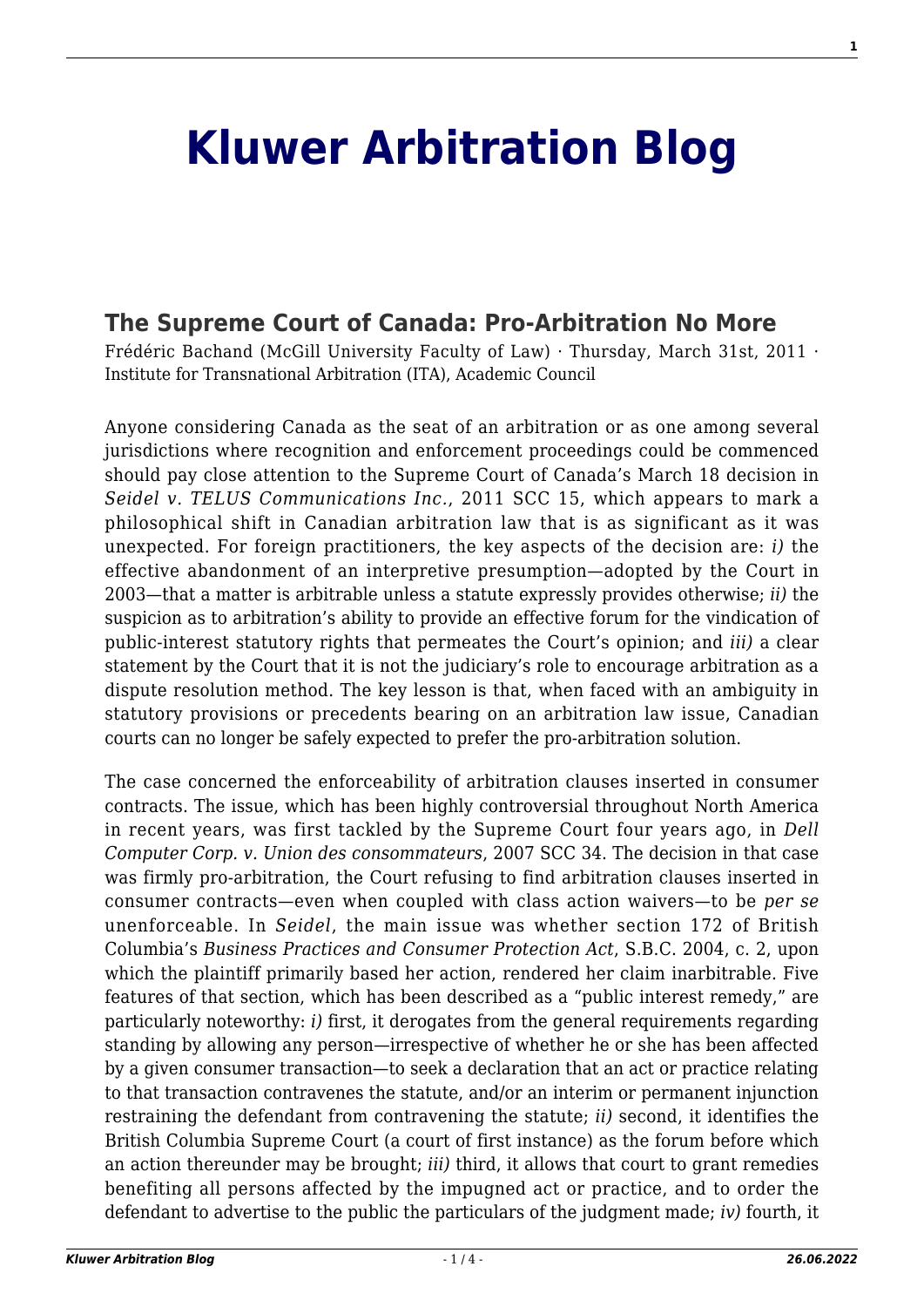# [Kluwer Arbitration Blog](http://arbitrationblog.kluwerarbitration.com/)

## The Supreme Court of Canada: Pro-Arbitration No More

Frédéric Bachand (McGill University Faculty of Law) · Thursday, March 31st, 2011 · Institute for Transnational Arbitration (ITA), Academic Council

Anyone considering Canada as the seat of an arbitration or as one among several jurisdictions where recognition and enforcement proceedings could be commenced should pay close attention to the Supreme Court of Canada's March 18 decision in *Seidel v. TELUS Communications Inc.*, 2011 SCC 15, which appears to mark a philosophical shift in Canadian arbitration law that is as significant as it was unexpected. For foreign practitioners, the key aspects of the decision are: *i)* the effective abandonment of an interpretive presumption—adopted by the Court in 2003—that a matter is arbitrable unless a statute expressly provides otherwise; *ii)* the suspicion as to arbitration's ability to provide an effective forum for the vindication of public-interest statutory rights that permeates the Court's opinion; and *iii)* a clear statement by the Court that it is not the judiciary's role to encourage arbitration as a dispute resolution method. The key lesson is that, when faced with an ambiguity in statutory provisions or precedents bearing on an arbitration law issue, Canadian courts can no longer be safely expected to prefer the pro-arbitration solution.

The case concerned the enforceability of arbitration clauses inserted in consumer contracts. The issue, which has been highly controversial throughout North America in recent years, was first tackled by the Supreme Court four years ago, in *Dell Computer Corp. v. Union des consommateurs*, 2007 SCC 34. The decision in that case was firmly pro-arbitration, the Court refusing to find arbitration clauses inserted in consumer contracts—even when coupled with class action waivers—to be *per se* unenforceable. In *Seidel*, the main issue was whether section 172 of British Columbia's *Business Practices and Consumer Protection Act*, S.B.C. 2004, c. 2, upon which the plaintiff primarily based her action, rendered her claim inarbitrable. Five features of that section, which has been described as a "public interest remedy," are particularly noteworthy: *i)* first, it derogates from the general requirements regarding standing by allowing any person—irrespective of whether he or she has been affected by a given consumer transaction—to seek a declaration that an act or practice relating to that transaction contravenes the statute, and/or an interim or permanent injunction restraining the defendant from contravening the statute; *ii)* second, it identifies the British Columbia Supreme Court (a court of first instance) as the forum before which an action thereunder may be brought; *iii)* third, it allows that court to grant remedies benefiting all persons affected by the impugned act or practice, and to order the defendant to advertise to the public the particulars of the judgment made; *iv)* fourth, it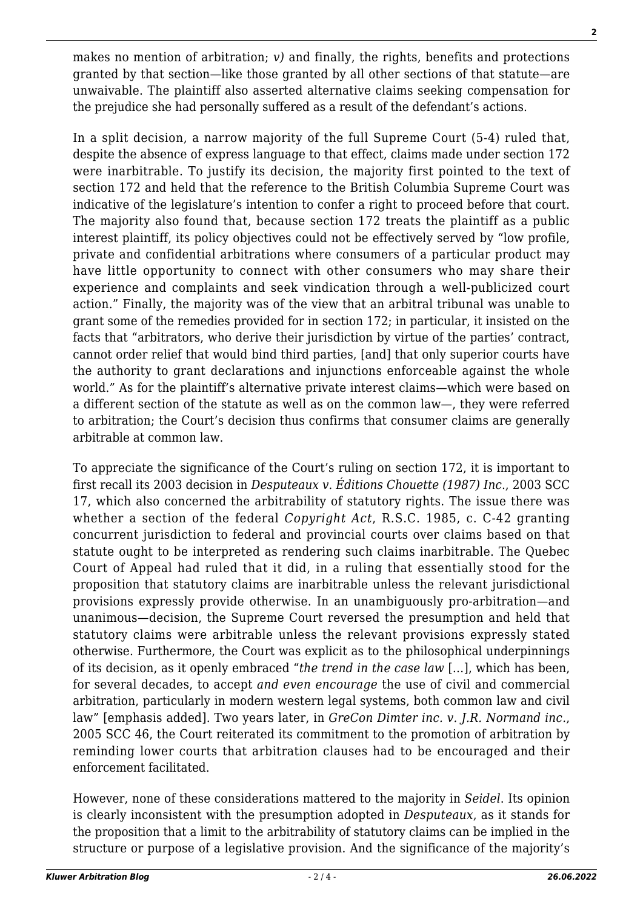makes no mention of arbitration; *v)* and finally, the rights, benefits and protections granted by that section—like those granted by all other sections of that statute—are unwaivable. The plaintiff also asserted alternative claims seeking compensation for the prejudice she had personally suffered as a result of the defendant's actions.

In a split decision, a narrow majority of the full Supreme Court (5-4) ruled that, despite the absence of express language to that effect, claims made under section 172 were inarbitrable. To justify its decision, the majority first pointed to the text of section 172 and held that the reference to the British Columbia Supreme Court was indicative of the legislature's intention to confer a right to proceed before that court. The majority also found that, because section 172 treats the plaintiff as a public interest plaintiff, its policy objectives could not be effectively served by "low profile, private and confidential arbitrations where consumers of a particular product may have little opportunity to connect with other consumers who may share their experience and complaints and seek vindication through a well-publicized court action." Finally, the majority was of the view that an arbitral tribunal was unable to grant some of the remedies provided for in section 172; in particular, it insisted on the facts that "arbitrators, who derive their jurisdiction by virtue of the parties' contract, cannot order relief that would bind third parties, [and] that only superior courts have the authority to grant declarations and injunctions enforceable against the whole world." As for the plaintiff's alternative private interest claims—which were based on a different section of the statute as well as on the common law—, they were referred to arbitration; the Court's decision thus confirms that consumer claims are generally arbitrable at common law.

To appreciate the significance of the Court's ruling on section 172, it is important to first recall its 2003 decision in *Desputeaux v. Éditions Chouette (1987) Inc.*, 2003 SCC 17, which also concerned the arbitrability of statutory rights. The issue there was whether a section of the federal *Copyright Act*, R.S.C. 1985, c. C-42 granting concurrent jurisdiction to federal and provincial courts over claims based on that statute ought to be interpreted as rendering such claims inarbitrable. The Quebec Court of Appeal had ruled that it did, in a ruling that essentially stood for the proposition that statutory claims are inarbitrable unless the relevant jurisdictional provisions expressly provide otherwise. In an unambiguously pro-arbitration—and unanimous—decision, the Supreme Court reversed the presumption and held that statutory claims were arbitrable unless the relevant provisions expressly stated otherwise. Furthermore, the Court was explicit as to the philosophical underpinnings of its decision, as it openly embraced "*the trend in the case law* [...], which has been, for several decades, to accept *and even encourage* the use of civil and commercial arbitration, particularly in modern western legal systems, both common law and civil law" [emphasis added]. Two years later, in *GreCon Dimter inc. v. J.R. Normand inc.*, 2005 SCC 46, the Court reiterated its commitment to the promotion of arbitration by reminding lower courts that arbitration clauses had to be encouraged and their enforcement facilitated.

However, none of these considerations mattered to the majority in *Seidel*. Its opinion is clearly inconsistent with the presumption adopted in *Desputeaux*, as it stands for the proposition that a limit to the arbitrability of statutory claims can be implied in the structure or purpose of a legislative provision. And the significance of the majority's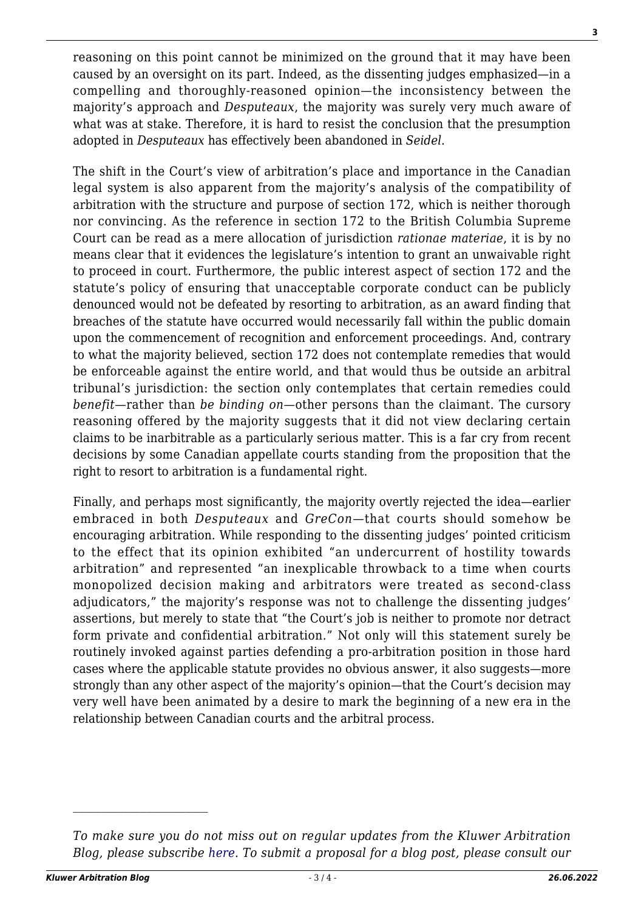reasoning on this point cannot be minimized on the ground that it may have been caused by an oversight on its part. Indeed, as the dissenting judges emphasized—in a compelling and thoroughly-reasoned opinion—the inconsistency between the majority's approach and *Desputeaux*, the majority was surely very much aware of what was at stake. Therefore, it is hard to resist the conclusion that the presumption adopted in *Desputeaux* has effectively been abandoned in *Seidel*.

The shift in the Court's view of arbitration's place and importance in the Canadian legal system is also apparent from the majority's analysis of the compatibility of arbitration with the structure and purpose of section 172, which is neither thorough nor convincing. As the reference in section 172 to the British Columbia Supreme Court can be read as a mere allocation of jurisdiction *rationae materiae*, it is by no means clear that it evidences the legislature's intention to grant an unwaivable right to proceed in court. Furthermore, the public interest aspect of section 172 and the statute's policy of ensuring that unacceptable corporate conduct can be publicly denounced would not be defeated by resorting to arbitration, as an award finding that breaches of the statute have occurred would necessarily fall within the public domain upon the commencement of recognition and enforcement proceedings. And, contrary to what the majority believed, section 172 does not contemplate remedies that would be enforceable against the entire world, and that would thus be outside an arbitral tribunal's jurisdiction: the section only contemplates that certain remedies could *benefit*—rather than *be binding on*—other persons than the claimant. The cursory reasoning offered by the majority suggests that it did not view declaring certain claims to be inarbitrable as a particularly serious matter. This is a far cry from recent decisions by some Canadian appellate courts standing from the proposition that the right to resort to arbitration is a fundamental right.

Finally, and perhaps most significantly, the majority overtly rejected the idea—earlier embraced in both *Desputeaux* and *GreCon*—that courts should somehow be encouraging arbitration. While responding to the dissenting judges' pointed criticism to the effect that its opinion exhibited "an undercurrent of hostility towards arbitration" and represented "an inexplicable throwback to a time when courts monopolized decision making and arbitrators were treated as second-class adjudicators," the majority's response was not to challenge the dissenting judges' assertions, but merely to state that "the Court's job is neither to promote nor detract form private and confidential arbitration." Not only will this statement surely be routinely invoked against parties defending a pro-arbitration position in those hard cases where the applicable statute provides no obvious answer, it also suggests—more strongly than any other aspect of the majority's opinion—that the Court's decision may very well have been animated by a desire to mark the beginning of a new era in the relationship between Canadian courts and the arbitral process.

---

*To make sure you do not miss out on regular updates from the Kluwer Arbitration Blog, please subscribe here. To submit a proposal for a blog post, please consult our*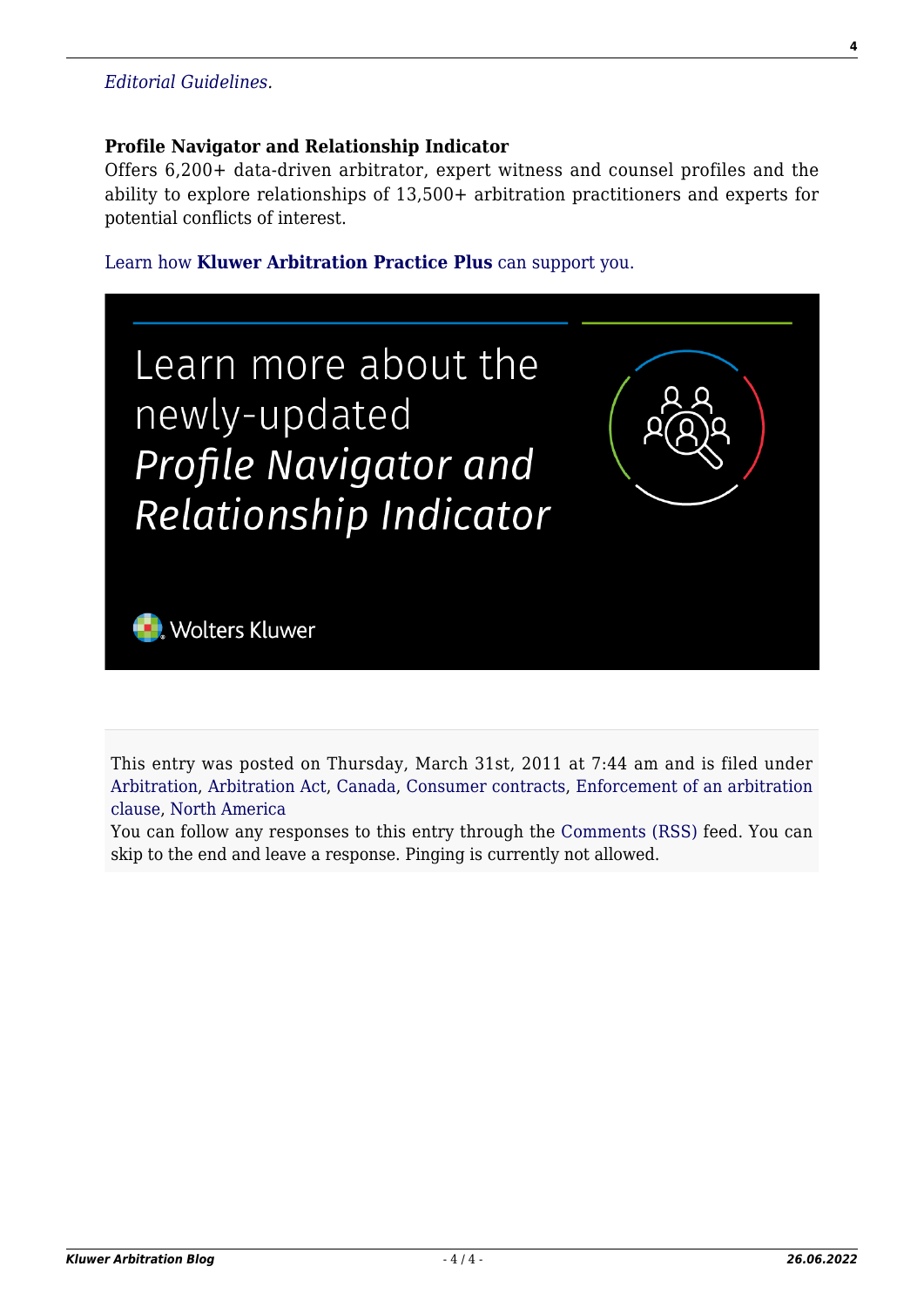*Editorial Guidelines.*

**Profile Navigator and Relationship Indicator**
Offers 6,200+ data-driven arbitrator, expert witness and counsel profiles and the ability to explore relationships of 13,500+ arbitration practitioners and experts for potential conflicts of interest.

Learn how **Kluwer Arbitration Practice Plus** can support you.

Learn more about the newly-updated *Profile Navigator and Relationship Indicator*

Wolters Kluwer

This entry was posted on Thursday, March 31st, 2011 at 7:44 am and is filed under Arbitration, Arbitration Act, Canada, Consumer contracts, Enforcement of an arbitration clause, North America
You can follow any responses to this entry through the Comments (RSS) feed. You can skip to the end and leave a response. Pinging is currently not allowed.